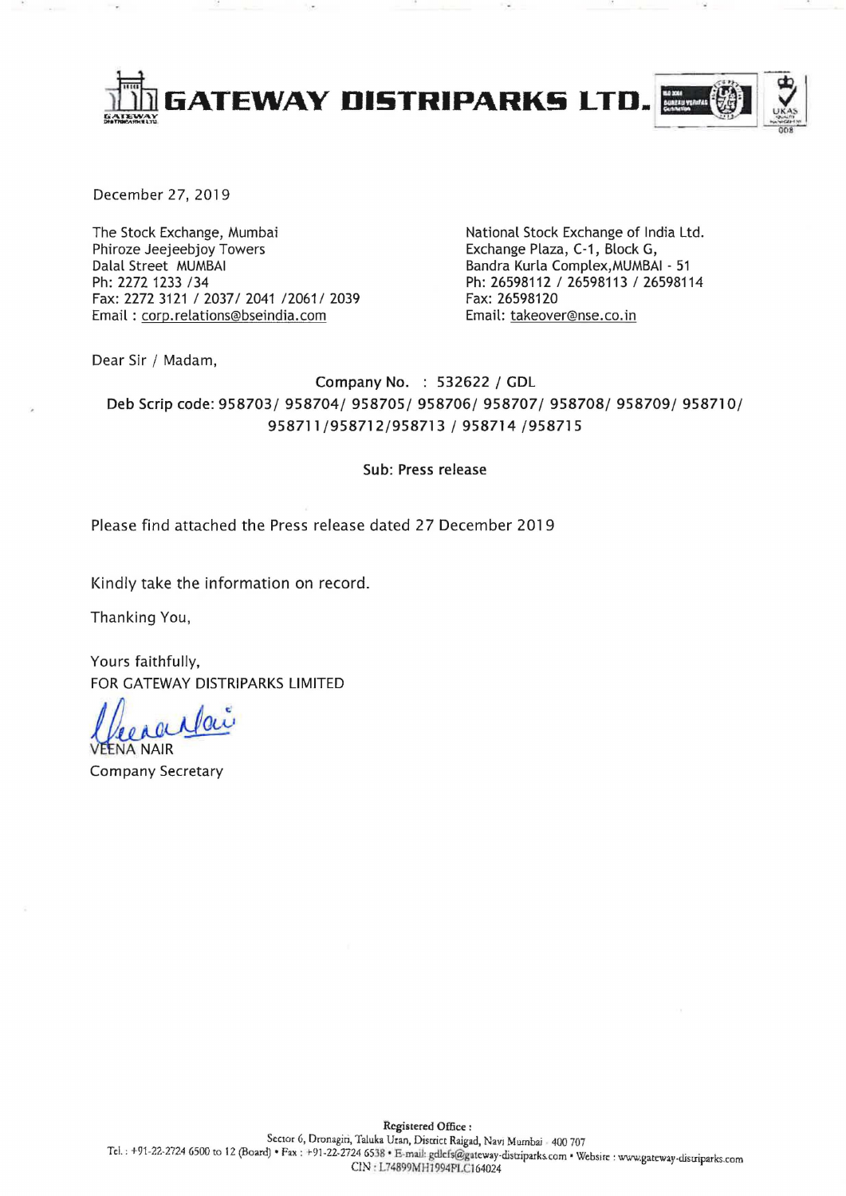# GATEWAY DISTRIPARKS LTD.

December 27, 2019

The Stock Exchange, Mumbai
Phiroze Jeejeebjoy Towers
Dalal Street MUMBAI
Ph: 2272 1233 /34
Fax: 2272 3121 / 2037/ 2041 /2061/ 2039
Email : corp.relations@bseindia.com

National Stock Exchange of India Ltd.
Exchange Plaza, C-1, Block G,
Bandra Kurla Complex,MUMBAI - 51
Ph: 26598112 / 26598113 / 26598114
Fax: 26598120
Email: takeover@nse.co.in

Dear Sir / Madam,

Company No. : 532622 / GDL

Deb Scrip code: 958703/ 958704/ 958705/ 958706/ 958707/ 958708/ 958709/ 958710/ 958711/958712/958713 / 958714 /958715

Sub: Press release

Please find attached the Press release dated 27 December 2019

Kindly take the information on record.

Thanking You,

Yours faithfully,
FOR GATEWAY DISTRIPARKS LIMITED

VEENA NAIR
Company Secretary

**Registered Office :**
Sector 6, Dronagiri, Taluka Uran, District Raigad, Navi Mumbai - 400 707
Tel. : +91-22-2724 6500 to 12 (Board) • Fax : +91-22-2724 6538 • E-mail: gdlcfs@gateway-distriparks.com • Website : www.gateway-distriparks.com
CIN : L74899MH1994PLC164024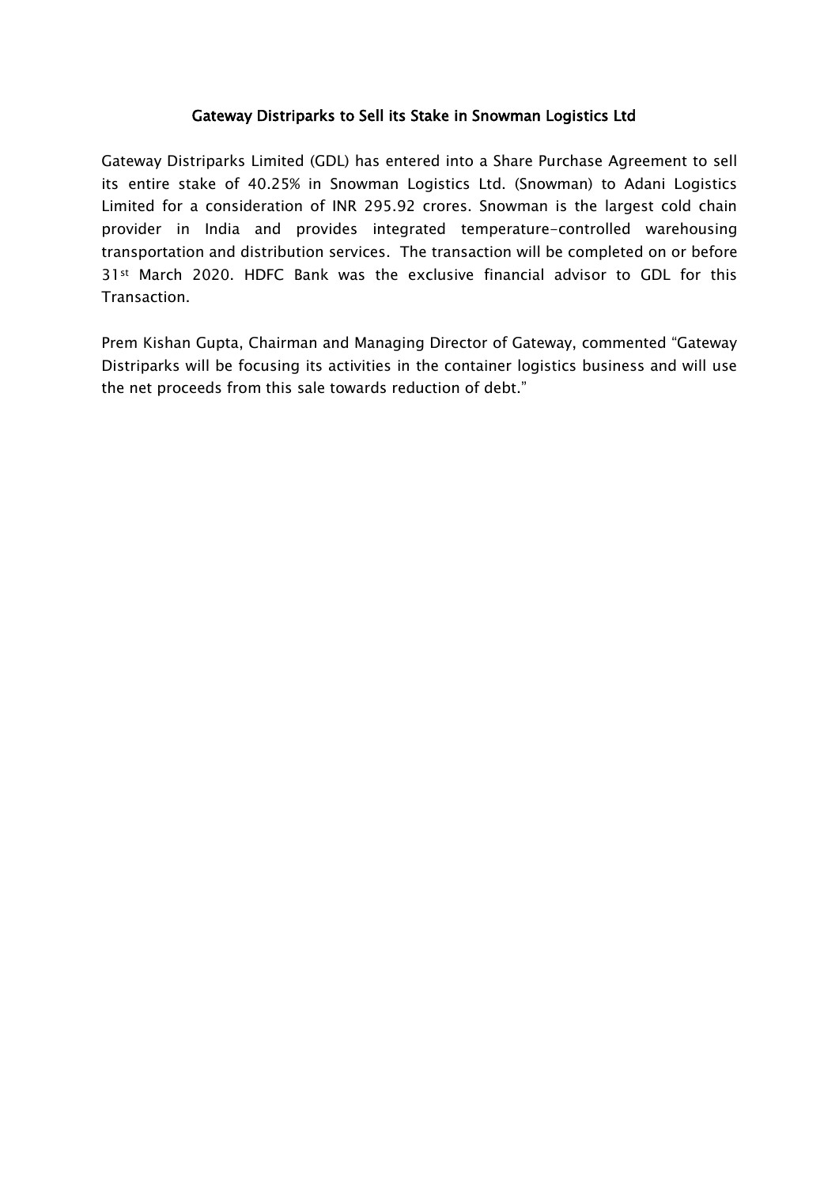## Gateway Distriparks to Sell its Stake in Snowman Logistics Ltd

Gateway Distriparks Limited (GDL) has entered into a Share Purchase Agreement to sell its entire stake of 40.25% in Snowman Logistics Ltd. (Snowman) to Adani Logistics Limited for a consideration of INR 295.92 crores. Snowman is the largest cold chain provider in India and provides integrated temperature-controlled warehousing transportation and distribution services. The transaction will be completed on or before 31st March 2020. HDFC Bank was the exclusive financial advisor to GDL for this Transaction.

Prem Kishan Gupta, Chairman and Managing Director of Gateway, commented "Gateway Distriparks will be focusing its activities in the container logistics business and will use the net proceeds from this sale towards reduction of debt."